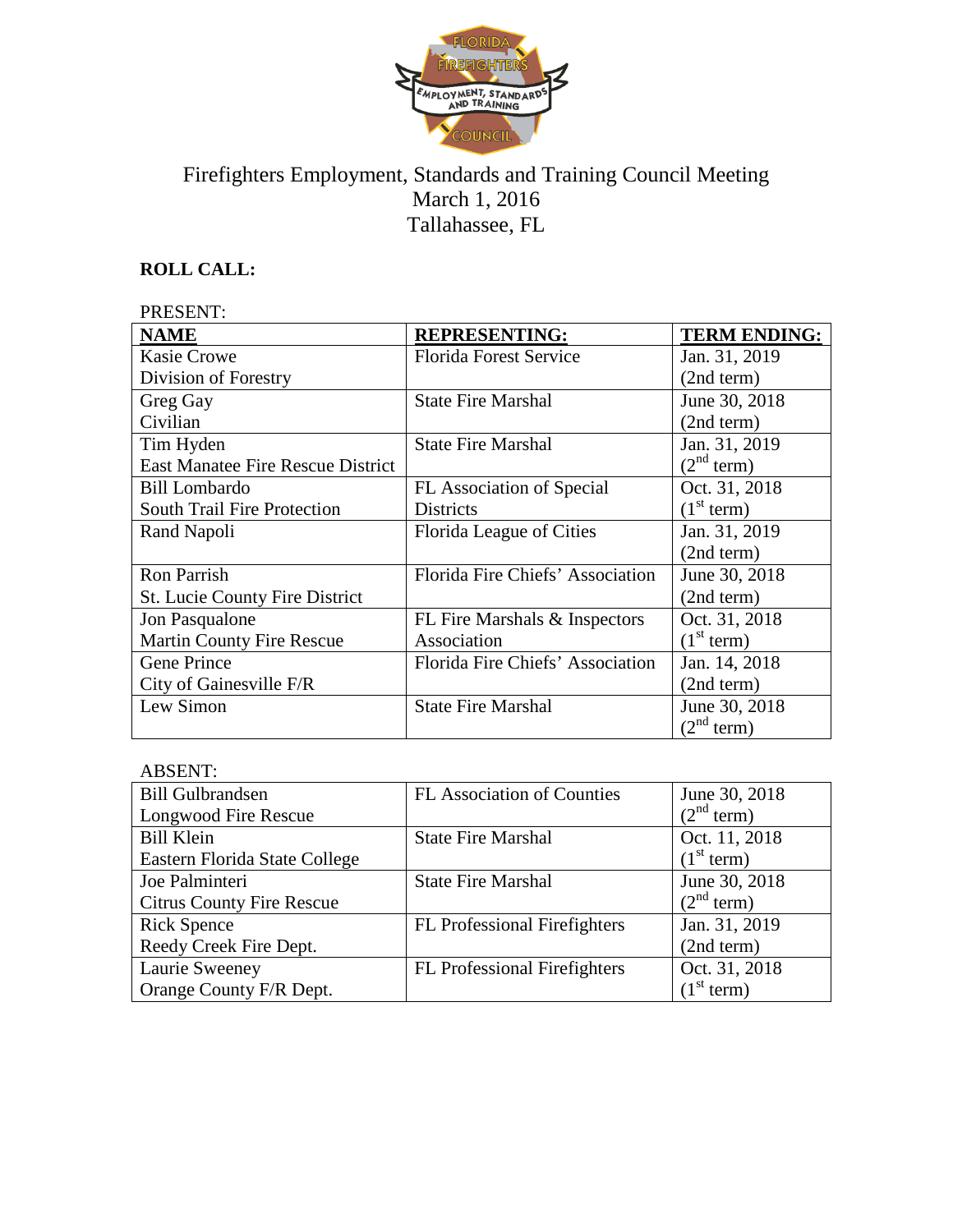# Firefighters Employment, Standards and Training Council Meeting
March 1, 2016
Tallahassee, FL

**ROLL CALL:**

PRESENT:

| NAME | REPRESENTING: | TERM ENDING: |
|---|---|---|
| Kasie Crowe<br>Division of Forestry | Florida Forest Service | Jan. 31, 2019<br>(2nd term) |
| Greg Gay<br>Civilian | State Fire Marshal | June 30, 2018<br>(2nd term) |
| Tim Hyden<br>East Manatee Fire Rescue District | State Fire Marshal | Jan. 31, 2019<br>(2nd term) |
| Bill Lombardo<br>South Trail Fire Protection | FL Association of Special Districts | Oct. 31, 2018<br>(1st term) |
| Rand Napoli | Florida League of Cities | Jan. 31, 2019<br>(2nd term) |
| Ron Parrish<br>St. Lucie County Fire District | Florida Fire Chiefs' Association | June 30, 2018<br>(2nd term) |
| Jon Pasqualone<br>Martin County Fire Rescue | FL Fire Marshals & Inspectors Association | Oct. 31, 2018<br>(1st term) |
| Gene Prince<br>City of Gainesville F/R | Florida Fire Chiefs' Association | Jan. 14, 2018<br>(2nd term) |
| Lew Simon | State Fire Marshal | June 30, 2018<br>(2nd term) |

ABSENT:

| NAME | REPRESENTING: | TERM ENDING: |
|---|---|---|
| Bill Gulbrandsen<br>Longwood Fire Rescue | FL Association of Counties | June 30, 2018<br>(2nd term) |
| Bill Klein<br>Eastern Florida State College | State Fire Marshal | Oct. 11, 2018<br>(1st term) |
| Joe Palminteri<br>Citrus County Fire Rescue | State Fire Marshal | June 30, 2018<br>(2nd term) |
| Rick Spence<br>Reedy Creek Fire Dept. | FL Professional Firefighters | Jan. 31, 2019<br>(2nd term) |
| Laurie Sweeney<br>Orange County F/R Dept. | FL Professional Firefighters | Oct. 31, 2018<br>(1st term) |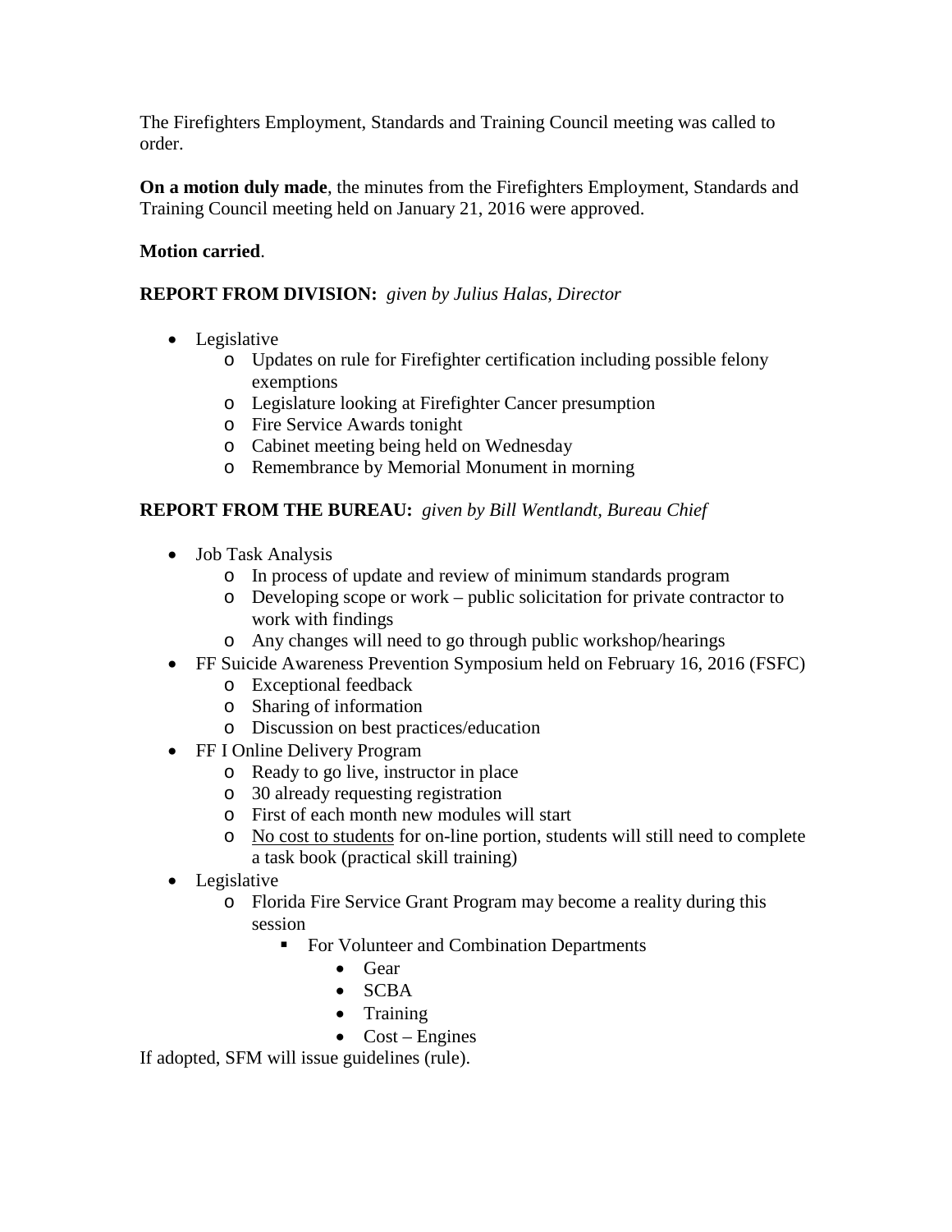The Firefighters Employment, Standards and Training Council meeting was called to order.

**On a motion duly made**, the minutes from the Firefighters Employment, Standards and Training Council meeting held on January 21, 2016 were approved.

**Motion carried**.

**REPORT FROM DIVISION:** *given by Julius Halas, Director*

- Legislative
    - Updates on rule for Firefighter certification including possible felony exemptions
    - Legislature looking at Firefighter Cancer presumption
    - Fire Service Awards tonight
    - Cabinet meeting being held on Wednesday
    - Remembrance by Memorial Monument in morning

**REPORT FROM THE BUREAU:** *given by Bill Wentlandt, Bureau Chief*

- Job Task Analysis
    - In process of update and review of minimum standards program
    - Developing scope or work – public solicitation for private contractor to work with findings
    - Any changes will need to go through public workshop/hearings
- FF Suicide Awareness Prevention Symposium held on February 16, 2016 (FSFC)
    - Exceptional feedback
    - Sharing of information
    - Discussion on best practices/education
- FF I Online Delivery Program
    - Ready to go live, instructor in place
    - 30 already requesting registration
    - First of each month new modules will start
    - No cost to students for on-line portion, students will still need to complete a task book (practical skill training)
- Legislative
    - Florida Fire Service Grant Program may become a reality during this session
        - For Volunteer and Combination Departments
            - Gear
            - SCBA
            - Training
            - Cost – Engines

If adopted, SFM will issue guidelines (rule).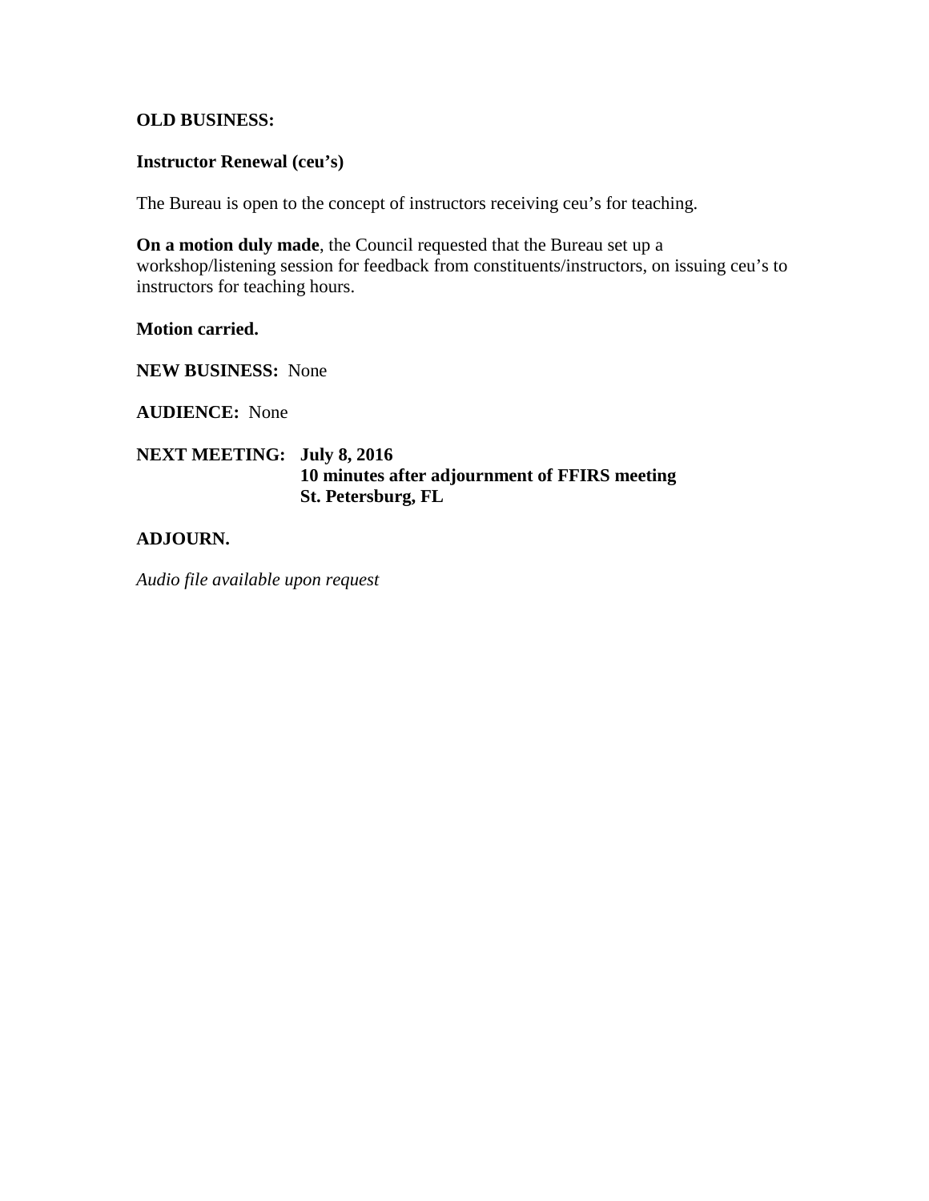**OLD BUSINESS:**

**Instructor Renewal (ceu's)**

The Bureau is open to the concept of instructors receiving ceu's for teaching.

**On a motion duly made**, the Council requested that the Bureau set up a workshop/listening session for feedback from constituents/instructors, on issuing ceu's to instructors for teaching hours.

**Motion carried.**

**NEW BUSINESS:** None

**AUDIENCE:** None

**NEXT MEETING:** **July 8, 2016**
**10 minutes after adjournment of FFIRS meeting**
**St. Petersburg, FL**

**ADJOURN.**

*Audio file available upon request*